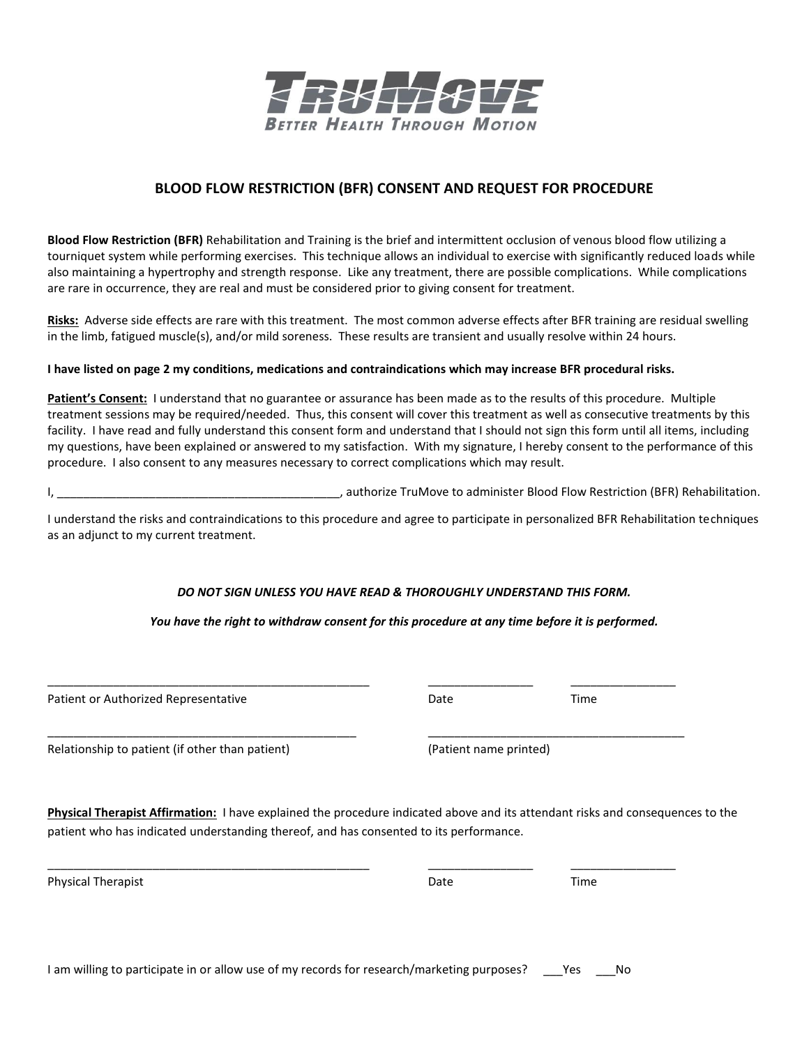# TruMove

*Better Health Through Motion*

## BLOOD FLOW RESTRICTION (BFR) CONSENT AND REQUEST FOR PROCEDURE

**Blood Flow Restriction (BFR)** Rehabilitation and Training is the brief and intermittent occlusion of venous blood flow utilizing a tourniquet system while performing exercises. This technique allows an individual to exercise with significantly reduced loads while also maintaining a hypertrophy and strength response. Like any treatment, there are possible complications. While complications are rare in occurrence, they are real and must be considered prior to giving consent for treatment.

**Risks:** Adverse side effects are rare with this treatment. The most common adverse effects after BFR training are residual swelling in the limb, fatigued muscle(s), and/or mild soreness. These results are transient and usually resolve within 24 hours.

**I have listed on page 2 my conditions, medications and contraindications which may increase BFR procedural risks.**

**Patient's Consent:** I understand that no guarantee or assurance has been made as to the results of this procedure. Multiple treatment sessions may be required/needed. Thus, this consent will cover this treatment as well as consecutive treatments by this facility. I have read and fully understand this consent form and understand that I should not sign this form until all items, including my questions, have been explained or answered to my satisfaction. With my signature, I hereby consent to the performance of this procedure. I also consent to any measures necessary to correct complications which may result.

I, ____________________________________________, authorize TruMove to administer Blood Flow Restriction (BFR) Rehabilitation.

I understand the risks and contraindications to this procedure and agree to participate in personalized BFR Rehabilitation techniques as an adjunct to my current treatment.

***DO NOT SIGN UNLESS YOU HAVE READ & THOROUGHLY UNDERSTAND THIS FORM.***

***You have the right to withdraw consent for this procedure at any time before it is performed.***

____________________________________________________ ________________ ________________

Patient or Authorized Representative Date Time

__________________________________________________ _________________________________________

Relationship to patient (if other than patient) (Patient name printed)

**Physical Therapist Affirmation:** I have explained the procedure indicated above and its attendant risks and consequences to the patient who has indicated understanding thereof, and has consented to its performance.

____________________________________________________ ________________ ________________

Physical Therapist Date Time

I am willing to participate in or allow use of my records for research/marketing purposes? ___Yes ___No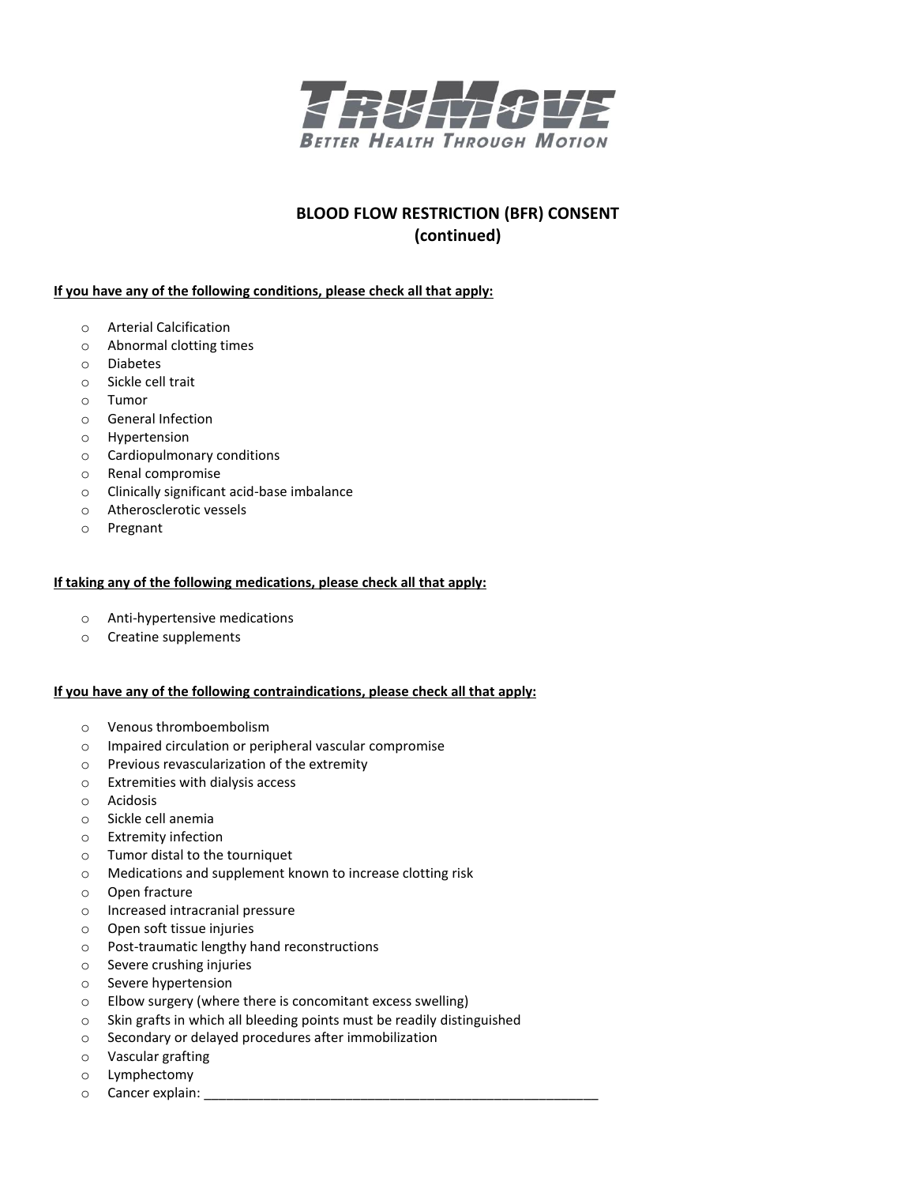# TRUMOVE

BETTER HEALTH THROUGH MOTION

## BLOOD FLOW RESTRICTION (BFR) CONSENT (continued)

**If you have any of the following conditions, please check all that apply:**

- Arterial Calcification
- Abnormal clotting times
- Diabetes
- Sickle cell trait
- Tumor
- General Infection
- Hypertension
- Cardiopulmonary conditions
- Renal compromise
- Clinically significant acid-base imbalance
- Atherosclerotic vessels
- Pregnant

**If taking any of the following medications, please check all that apply:**

- Anti-hypertensive medications
- Creatine supplements

**If you have any of the following contraindications, please check all that apply:**

- Venous thromboembolism
- Impaired circulation or peripheral vascular compromise
- Previous revascularization of the extremity
- Extremities with dialysis access
- Acidosis
- Sickle cell anemia
- Extremity infection
- Tumor distal to the tourniquet
- Medications and supplement known to increase clotting risk
- Open fracture
- Increased intracranial pressure
- Open soft tissue injuries
- Post-traumatic lengthy hand reconstructions
- Severe crushing injuries
- Severe hypertension
- Elbow surgery (where there is concomitant excess swelling)
- Skin grafts in which all bleeding points must be readily distinguished
- Secondary or delayed procedures after immobilization
- Vascular grafting
- Lymphectomy
- Cancer explain: _______________________________________________________